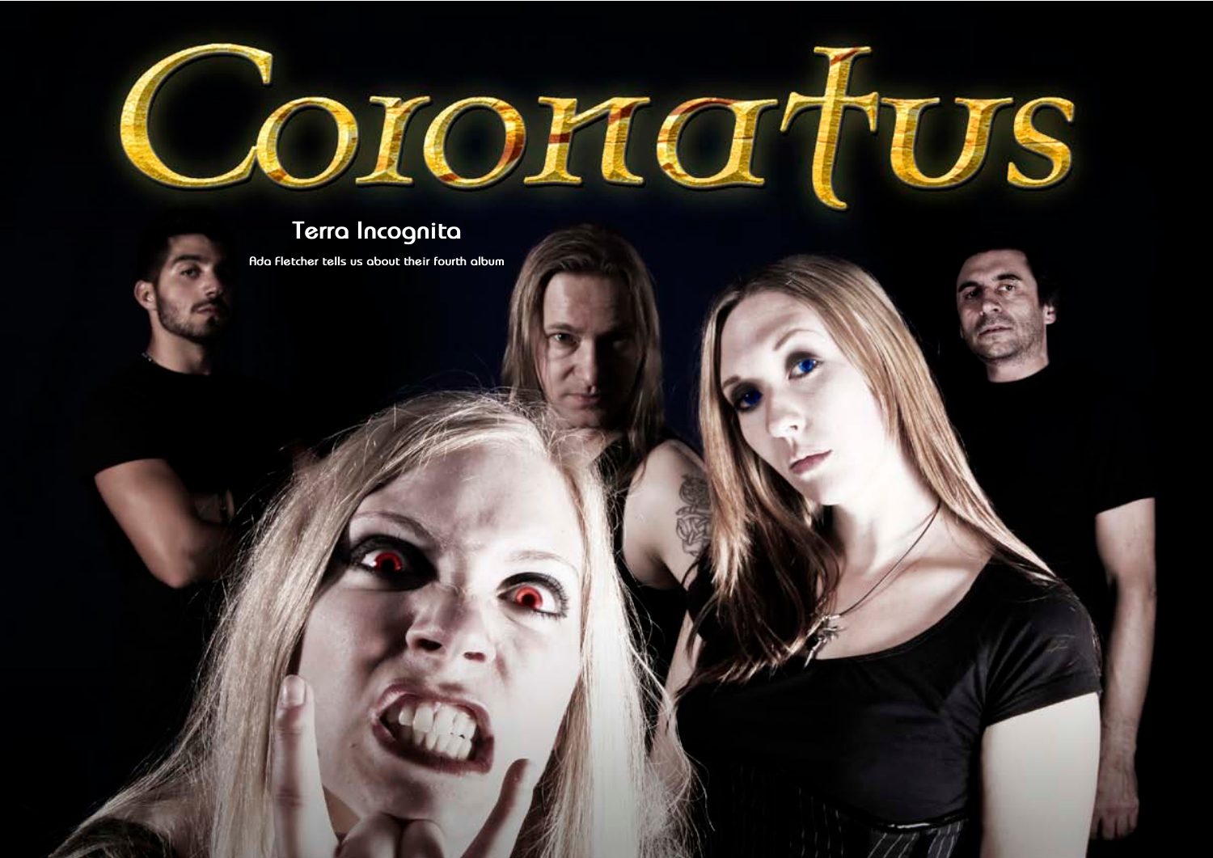# Coronatus

## Terra Incognita

Ada Fletcher tells us about their fourth album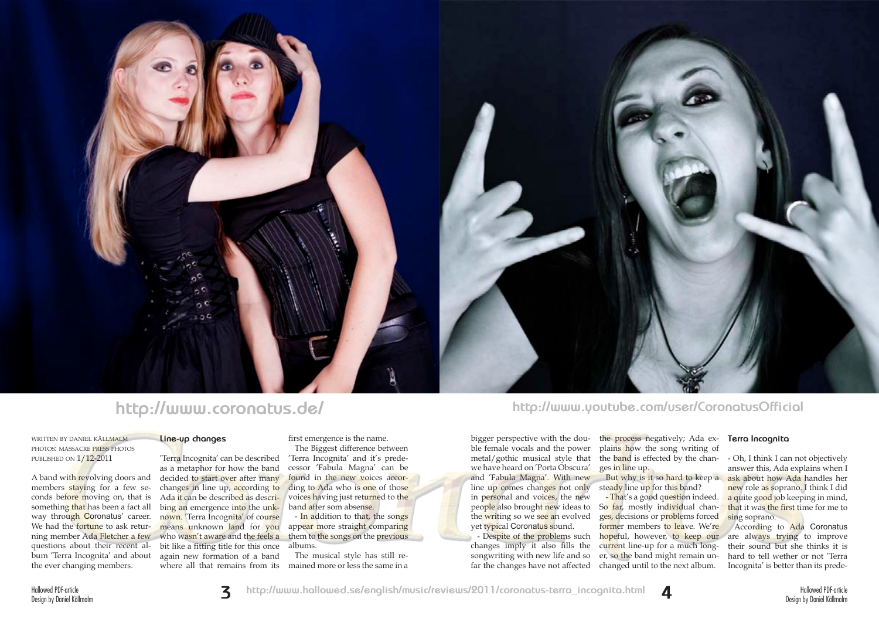http://www.coronatus.de/

http://www.youtube.com/user/CoronatusOfficial

WRITTEN BY DANIEL KÄLLMALM
PHOTOS: MASSACRE PRESS PHOTOS
PUBLISHED ON 1/12-2011

A band with revolving doors and members staying for a few seconds before moving on, that is something that has been a fact all way through Coronatus' career. We had the fortune to ask returning member Ada Fletcher a few questions about their recent album 'Terra Incognita' and about the ever changing members.

### Line-up changes

'Terra Incognita' can be described as a metaphor for how the band decided to start over after many changes in line up, according to Ada it can be described as describing an emergence into the unknown. 'Terra Incognita' of course means unknown land for you who wasn't aware and the feels a bit like a fitting title for this once again new formation of a band where all that remains from its first emergence is the name.

The Biggest difference between 'Terra Incognita' and it's predecessor 'Fabula Magna' can be found in the new voices according to Ada who is one of those voices having just returned to the band after som absense.

- In addition to that, the songs appear more straight comparing them to the songs on the previous albums.

The musical style has still remained more or less the same in a bigger perspective with the double female vocals and the power metal/gothic musical style that we have heard on 'Porta Obscura' and 'Fabula Magna'. With new line up comes changes not only in personal and voices, the new people also brought new ideas to the writing so we see an evolved yet typical Coronatus sound.

- Despite of the problems such changes imply it also fills the songwriting with new life and so far the changes have not affected the process negatively; Ada explains how the song writing of the band is effected by the changes in line up.

But why is it so hard to keep a steady line up for this band?

- That's a good question indeed. So far, mostly individual changes, decisions or problems forced former members to leave. We're hopeful, however, to keep our current line-up for a much longer, so the band might remain unchanged until to the next album.

### Terra Incognita

- Oh, I think I can not objectively answer this, Ada explains when I ask about how Ada handles her new role as soprano. I think I did a quite good job keeping in mind, that it was the first time for me to sing soprano.

According to Ada Coronatus are always trying to improve their sound but she thinks it is hard to tell wether or not 'Terra Incognita' is better than its prede-

http://www.hallowed.se/english/music/reviews/2011/coronatus-terra_incognita.html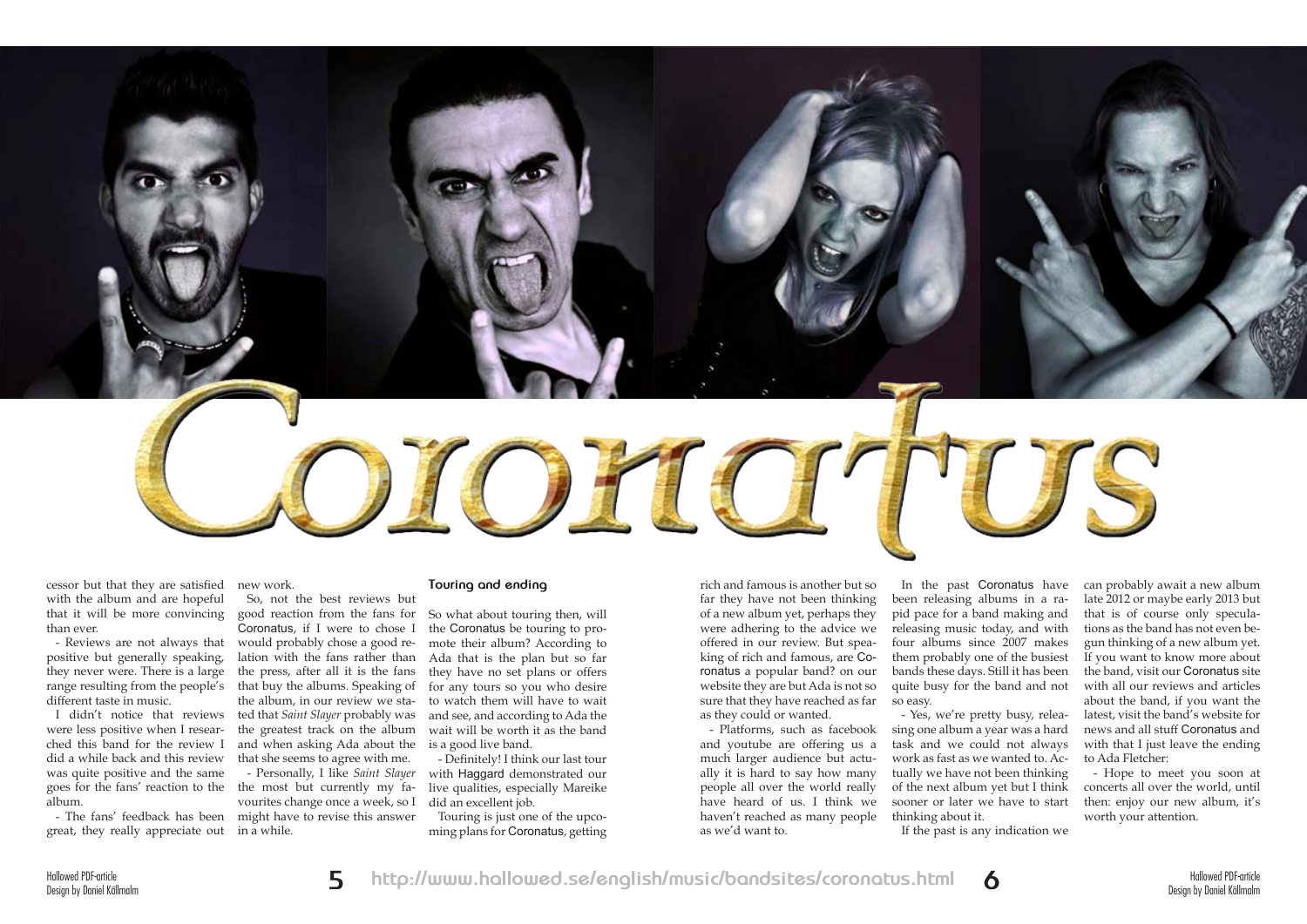# Coronatus

cessor but that they are satisfied with the album and are hopeful that it will be more convincing than ever.

- Reviews are not always that positive but generally speaking, they never were. There is a large range resulting from the people's different taste in music.

I didn't notice that reviews were less positive when I researched this band for the review I did a while back and this review was quite positive and the same goes for the fans' reaction to the album.

- The fans' feedback has been great, they really appreciate out new work.

So, not the best reviews but good reaction from the fans for Coronatus, if I were to chose I would probably chose a good relation with the fans rather than the press, after all it is the fans that buy the albums. Speaking of the album, in our review we stated that *Saint Slayer* probably was the greatest track on the album and when asking Ada about the that she seems to agree with me.

- Personally, I like *Saint Slayer* the most but currently my favourites change once a week, so I might have to revise this answer in a while.

### Touring and ending

So what about touring then, will the Coronatus be touring to promote their album? According to Ada that is the plan but so far they have no set plans or offers for any tours so you who desire to watch them will have to wait and see, and according to Ada the wait will be worth it as the band is a good live band.

- Definitely! I think our last tour with Haggard demonstrated our live qualities, especially Mareike did an excellent job.

Touring is just one of the upcoming plans for Coronatus, getting rich and famous is another but so far they have not been thinking of a new album yet, perhaps they were adhering to the advice we offered in our review. But speaking of rich and famous, are Coronatus a popular band? on our website they are but Ada is not so sure that they have reached as far as they could or wanted.

- Platforms, such as facebook and youtube are offering us a much larger audience but actually it is hard to say how many people all over the world really have heard of us. I think we haven't reached as many people as we'd want to.

In the past Coronatus have been releasing albums in a rapid pace for a band making and releasing music today, and with four albums since 2007 makes them probably one of the busiest bands these days. Still it has been quite busy for the band and not so easy.

- Yes, we're pretty busy, releasing one album a year was a hard task and we could not always work as fast as we wanted to. Actually we have not been thinking of the next album yet but I think sooner or later we have to start thinking about it.

If the past is any indication we can probably await a new album late 2012 or maybe early 2013 but that is of course only speculations as the band has not even begun thinking of a new album yet. If you want to know more about the band, visit our Coronatus site with all our reviews and articles about the band, if you want the latest, visit the band's website for news and all stuff Coronatus and with that I just leave the ending to Ada Fletcher:

- Hope to meet you soon at concerts all over the world, until then: enjoy our new album, it's worth your attention.

http://www.hallowed.se/english/music/bandsites/coronatus.html